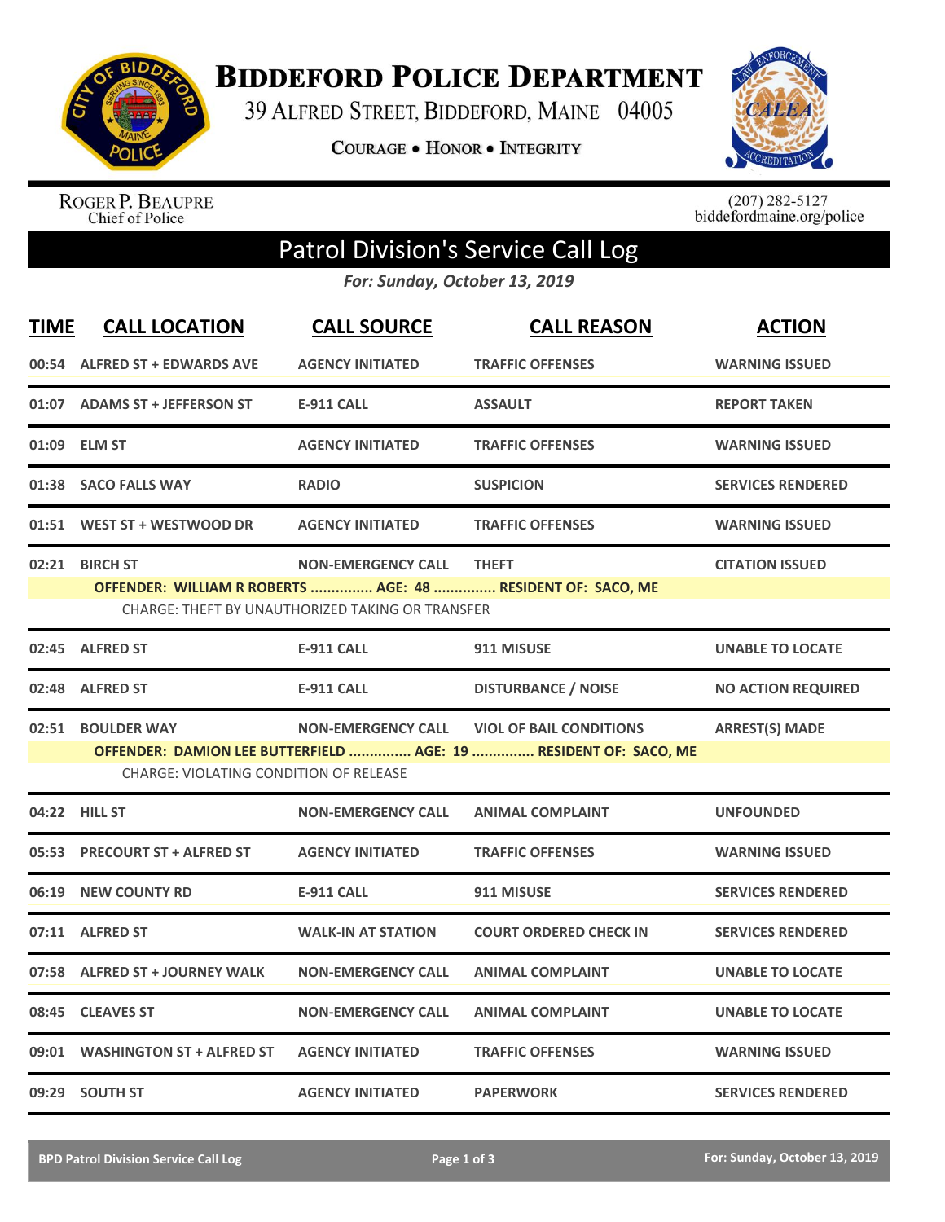# Biddeford Police Department

39 Alfred Street, Biddeford, Maine 04005

Courage • Honor • Integrity

Roger P. Beaupre
Chief of Police

(207) 282-5127
biddefordmaine.org/police

## Patrol Division's Service Call Log

*For: Sunday, October 13, 2019*

| TIME | CALL LOCATION | CALL SOURCE | CALL REASON | ACTION |
|---|---|---|---|---|
| 00:54 | ALFRED ST + EDWARDS AVE | AGENCY INITIATED | TRAFFIC OFFENSES | WARNING ISSUED |
| 01:07 | ADAMS ST + JEFFERSON ST | E-911 CALL | ASSAULT | REPORT TAKEN |
| 01:09 | ELM ST | AGENCY INITIATED | TRAFFIC OFFENSES | WARNING ISSUED |
| 01:38 | SACO FALLS WAY | RADIO | SUSPICION | SERVICES RENDERED |
| 01:51 | WEST ST + WESTWOOD DR | AGENCY INITIATED | TRAFFIC OFFENSES | WARNING ISSUED |
| 02:21 | BIRCH ST | NON-EMERGENCY CALL | THEFT | CITATION ISSUED |
| | OFFENDER: WILLIAM R ROBERTS ............... AGE: 48 ............... RESIDENT OF: SACO, ME<br>CHARGE: THEFT BY UNAUTHORIZED TAKING OR TRANSFER | | | |
| 02:45 | ALFRED ST | E-911 CALL | 911 MISUSE | UNABLE TO LOCATE |
| 02:48 | ALFRED ST | E-911 CALL | DISTURBANCE / NOISE | NO ACTION REQUIRED |
| 02:51 | BOULDER WAY | NON-EMERGENCY CALL | VIOL OF BAIL CONDITIONS | ARREST(S) MADE |
| | OFFENDER: DAMION LEE BUTTERFIELD ............... AGE: 19 ............... RESIDENT OF: SACO, ME<br>CHARGE: VIOLATING CONDITION OF RELEASE | | | |
| 04:22 | HILL ST | NON-EMERGENCY CALL | ANIMAL COMPLAINT | UNFOUNDED |
| 05:53 | PRECOURT ST + ALFRED ST | AGENCY INITIATED | TRAFFIC OFFENSES | WARNING ISSUED |
| 06:19 | NEW COUNTY RD | E-911 CALL | 911 MISUSE | SERVICES RENDERED |
| 07:11 | ALFRED ST | WALK-IN AT STATION | COURT ORDERED CHECK IN | SERVICES RENDERED |
| 07:58 | ALFRED ST + JOURNEY WALK | NON-EMERGENCY CALL | ANIMAL COMPLAINT | UNABLE TO LOCATE |
| 08:45 | CLEAVES ST | NON-EMERGENCY CALL | ANIMAL COMPLAINT | UNABLE TO LOCATE |
| 09:01 | WASHINGTON ST + ALFRED ST | AGENCY INITIATED | TRAFFIC OFFENSES | WARNING ISSUED |
| 09:29 | SOUTH ST | AGENCY INITIATED | PAPERWORK | SERVICES RENDERED |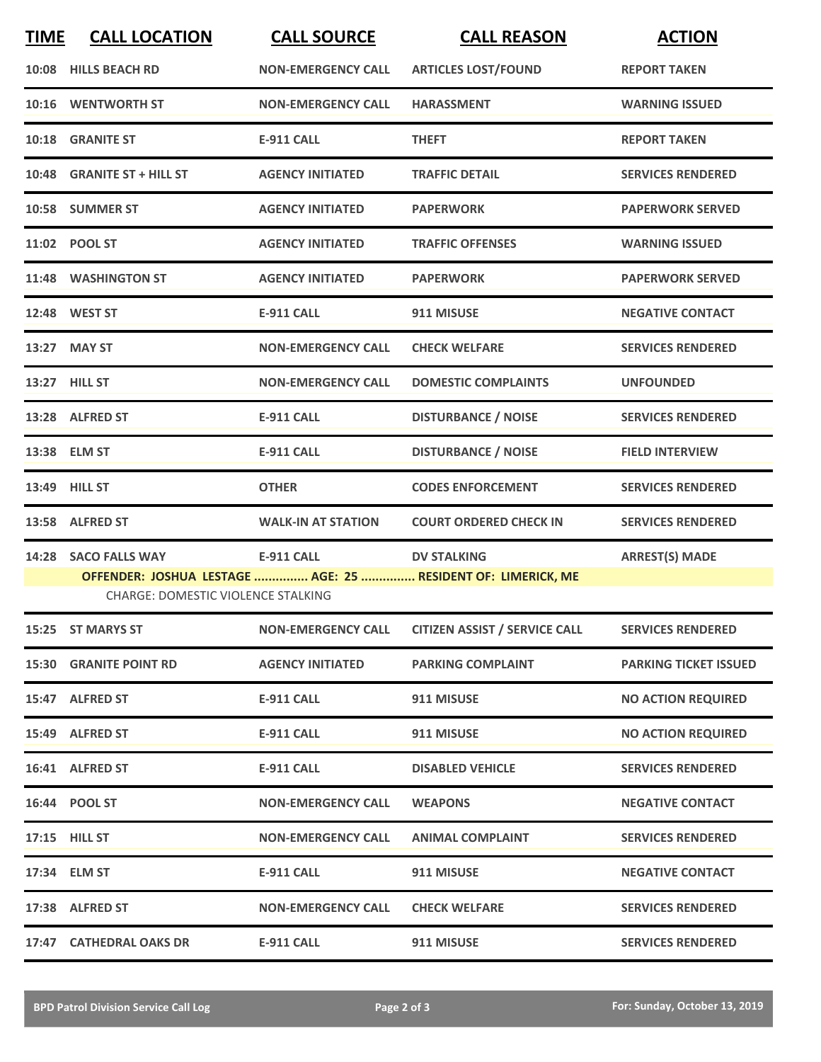| TIME | CALL LOCATION | CALL SOURCE | CALL REASON | ACTION |
|---|---|---|---|---|
| 10:08 | HILLS BEACH RD | NON-EMERGENCY CALL | ARTICLES LOST/FOUND | REPORT TAKEN |
| 10:16 | WENTWORTH ST | NON-EMERGENCY CALL | HARASSMENT | WARNING ISSUED |
| 10:18 | GRANITE ST | E-911 CALL | THEFT | REPORT TAKEN |
| 10:48 | GRANITE ST + HILL ST | AGENCY INITIATED | TRAFFIC DETAIL | SERVICES RENDERED |
| 10:58 | SUMMER ST | AGENCY INITIATED | PAPERWORK | PAPERWORK SERVED |
| 11:02 | POOL ST | AGENCY INITIATED | TRAFFIC OFFENSES | WARNING ISSUED |
| 11:48 | WASHINGTON ST | AGENCY INITIATED | PAPERWORK | PAPERWORK SERVED |
| 12:48 | WEST ST | E-911 CALL | 911 MISUSE | NEGATIVE CONTACT |
| 13:27 | MAY ST | NON-EMERGENCY CALL | CHECK WELFARE | SERVICES RENDERED |
| 13:27 | HILL ST | NON-EMERGENCY CALL | DOMESTIC COMPLAINTS | UNFOUNDED |
| 13:28 | ALFRED ST | E-911 CALL | DISTURBANCE / NOISE | SERVICES RENDERED |
| 13:38 | ELM ST | E-911 CALL | DISTURBANCE / NOISE | FIELD INTERVIEW |
| 13:49 | HILL ST | OTHER | CODES ENFORCEMENT | SERVICES RENDERED |
| 13:58 | ALFRED ST | WALK-IN AT STATION | COURT ORDERED CHECK IN | SERVICES RENDERED |
| 14:28 | SACO FALLS WAY | E-911 CALL | DV STALKING | ARREST(S) MADE |
| | OFFENDER: JOSHUA LESTAGE ............... AGE: 25 ............... RESIDENT OF: LIMERICK, ME | | | |
| | CHARGE: DOMESTIC VIOLENCE STALKING | | | |
| 15:25 | ST MARYS ST | NON-EMERGENCY CALL | CITIZEN ASSIST / SERVICE CALL | SERVICES RENDERED |
| 15:30 | GRANITE POINT RD | AGENCY INITIATED | PARKING COMPLAINT | PARKING TICKET ISSUED |
| 15:47 | ALFRED ST | E-911 CALL | 911 MISUSE | NO ACTION REQUIRED |
| 15:49 | ALFRED ST | E-911 CALL | 911 MISUSE | NO ACTION REQUIRED |
| 16:41 | ALFRED ST | E-911 CALL | DISABLED VEHICLE | SERVICES RENDERED |
| 16:44 | POOL ST | NON-EMERGENCY CALL | WEAPONS | NEGATIVE CONTACT |
| 17:15 | HILL ST | NON-EMERGENCY CALL | ANIMAL COMPLAINT | SERVICES RENDERED |
| 17:34 | ELM ST | E-911 CALL | 911 MISUSE | NEGATIVE CONTACT |
| 17:38 | ALFRED ST | NON-EMERGENCY CALL | CHECK WELFARE | SERVICES RENDERED |
| 17:47 | CATHEDRAL OAKS DR | E-911 CALL | 911 MISUSE | SERVICES RENDERED |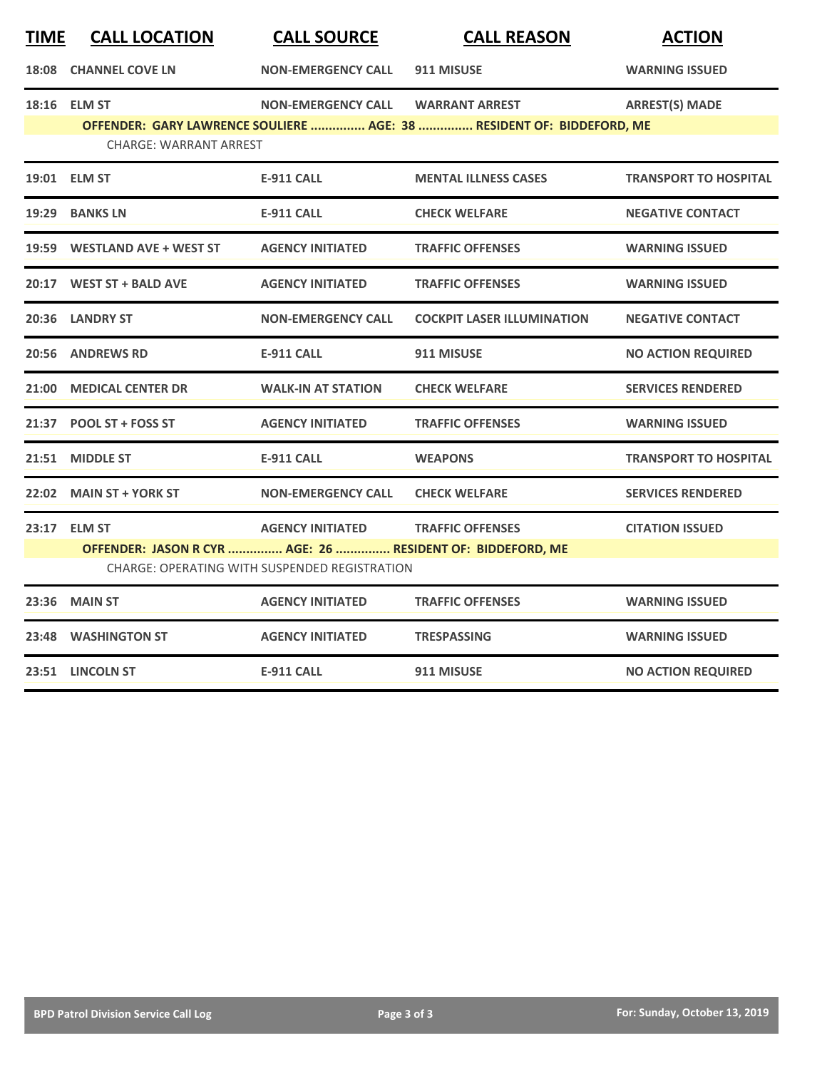| TIME | CALL LOCATION | CALL SOURCE | CALL REASON | ACTION |
|---|---|---|---|---|
| 18:08 | CHANNEL COVE LN | NON-EMERGENCY CALL | 911 MISUSE | WARNING ISSUED |
| 18:16 | ELM ST | NON-EMERGENCY CALL | WARRANT ARREST | ARREST(S) MADE |
| | OFFENDER: GARY LAWRENCE SOULIERE ............... AGE: 38 ............... RESIDENT OF: BIDDEFORD, ME | | | |
| | CHARGE: WARRANT ARREST | | | |
| 19:01 | ELM ST | E-911 CALL | MENTAL ILLNESS CASES | TRANSPORT TO HOSPITAL |
| 19:29 | BANKS LN | E-911 CALL | CHECK WELFARE | NEGATIVE CONTACT |
| 19:59 | WESTLAND AVE + WEST ST | AGENCY INITIATED | TRAFFIC OFFENSES | WARNING ISSUED |
| 20:17 | WEST ST + BALD AVE | AGENCY INITIATED | TRAFFIC OFFENSES | WARNING ISSUED |
| 20:36 | LANDRY ST | NON-EMERGENCY CALL | COCKPIT LASER ILLUMINATION | NEGATIVE CONTACT |
| 20:56 | ANDREWS RD | E-911 CALL | 911 MISUSE | NO ACTION REQUIRED |
| 21:00 | MEDICAL CENTER DR | WALK-IN AT STATION | CHECK WELFARE | SERVICES RENDERED |
| 21:37 | POOL ST + FOSS ST | AGENCY INITIATED | TRAFFIC OFFENSES | WARNING ISSUED |
| 21:51 | MIDDLE ST | E-911 CALL | WEAPONS | TRANSPORT TO HOSPITAL |
| 22:02 | MAIN ST + YORK ST | NON-EMERGENCY CALL | CHECK WELFARE | SERVICES RENDERED |
| 23:17 | ELM ST | AGENCY INITIATED | TRAFFIC OFFENSES | CITATION ISSUED |
| | OFFENDER: JASON R CYR ............... AGE: 26 ............... RESIDENT OF: BIDDEFORD, ME | | | |
| | CHARGE: OPERATING WITH SUSPENDED REGISTRATION | | | |
| 23:36 | MAIN ST | AGENCY INITIATED | TRAFFIC OFFENSES | WARNING ISSUED |
| 23:48 | WASHINGTON ST | AGENCY INITIATED | TRESPASSING | WARNING ISSUED |
| 23:51 | LINCOLN ST | E-911 CALL | 911 MISUSE | NO ACTION REQUIRED |